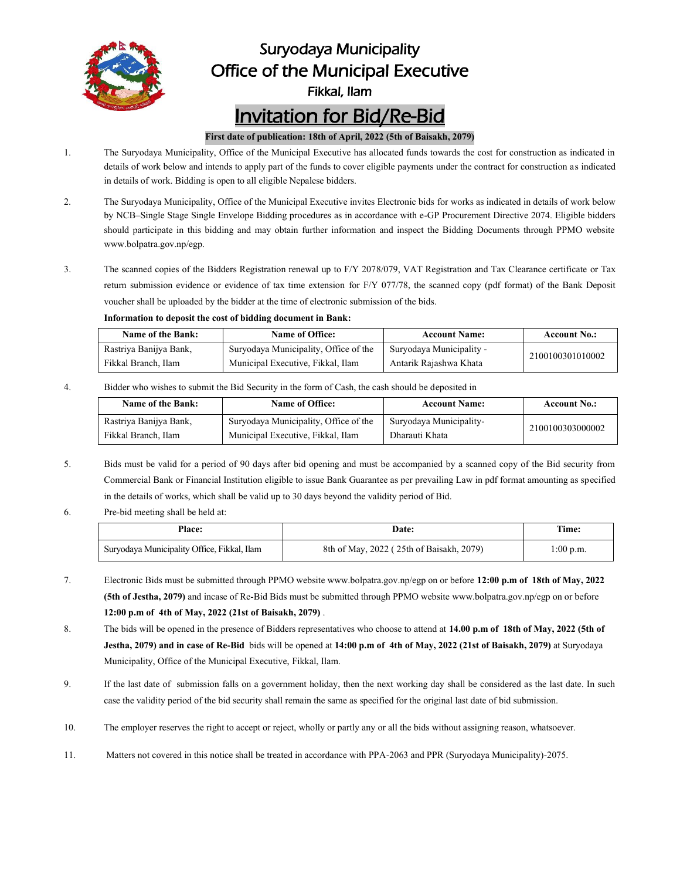# Suryodaya Municipality

## Office of the Municipal Executive

### Fikkal, Ilam

# Invitation for Bid/Re-Bid

**First date of publication: 18th of April, 2022 (5th of Baisakh, 2079)**

1. The Suryodaya Municipality, Office of the Municipal Executive has allocated funds towards the cost for construction as indicated in details of work below and intends to apply part of the funds to cover eligible payments under the contract for construction as indicated in details of work. Bidding is open to all eligible Nepalese bidders.

2. The Suryodaya Municipality, Office of the Municipal Executive invites Electronic bids for works as indicated in details of work below by NCB–Single Stage Single Envelope Bidding procedures as in accordance with e-GP Procurement Directive 2074. Eligible bidders should participate in this bidding and may obtain further information and inspect the Bidding Documents through PPMO website www.bolpatra.gov.np/egp.

3. The scanned copies of the Bidders Registration renewal up to F/Y 2078/079, VAT Registration and Tax Clearance certificate or Tax return submission evidence or evidence of tax time extension for F/Y 077/78, the scanned copy (pdf format) of the Bank Deposit voucher shall be uploaded by the bidder at the time of electronic submission of the bids.

   **Information to deposit the cost of bidding document in Bank:**

| Name of the Bank: | Name of Office: | Account Name: | Account No.: |
|---|---|---|---|
| Rastriya Banijya Bank, Fikkal Branch, Ilam | Suryodaya Municipality, Office of the Municipal Executive, Fikkal, Ilam | Suryodaya Municipality - Antarik Rajashwa Khata | 2100100301010002 |

4. Bidder who wishes to submit the Bid Security in the form of Cash, the cash should be deposited in

| Name of the Bank: | Name of Office: | Account Name: | Account No.: |
|---|---|---|---|
| Rastriya Banijya Bank, Fikkal Branch, Ilam | Suryodaya Municipality, Office of the Municipal Executive, Fikkal, Ilam | Suryodaya Municipality- Dharauti Khata | 2100100303000002 |

5. Bids must be valid for a period of 90 days after bid opening and must be accompanied by a scanned copy of the Bid security from Commercial Bank or Financial Institution eligible to issue Bank Guarantee as per prevailing Law in pdf format amounting as specified in the details of works, which shall be valid up to 30 days beyond the validity period of Bid.

6. Pre-bid meeting shall be held at:

| Place: | Date: | Time: |
|---|---|---|
| Suryodaya Municipality Office, Fikkal, Ilam | 8th of May, 2022 ( 25th of Baisakh, 2079) | 1:00 p.m. |

7. Electronic Bids must be submitted through PPMO website www.bolpatra.gov.np/egp on or before **12:00 p.m of 18th of May, 2022 (5th of Jestha, 2079)** and incase of Re-Bid Bids must be submitted through PPMO website www.bolpatra.gov.np/egp on or before **12:00 p.m of 4th of May, 2022 (21st of Baisakh, 2079)** .

8. The bids will be opened in the presence of Bidders representatives who choose to attend at **14.00 p.m of 18th of May, 2022 (5th of Jestha, 2079) and in case of Re-Bid** bids will be opened at **14:00 p.m of 4th of May, 2022 (21st of Baisakh, 2079)** at Suryodaya Municipality, Office of the Municipal Executive, Fikkal, Ilam.

9. If the last date of submission falls on a government holiday, then the next working day shall be considered as the last date. In such case the validity period of the bid security shall remain the same as specified for the original last date of bid submission.

10. The employer reserves the right to accept or reject, wholly or partly any or all the bids without assigning reason, whatsoever.

11. Matters not covered in this notice shall be treated in accordance with PPA-2063 and PPR (Suryodaya Municipality)-2075.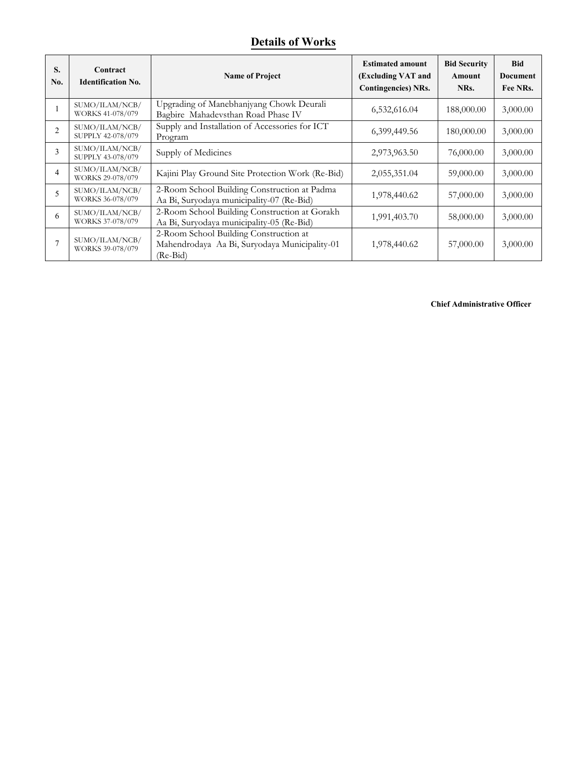## Details of Works

| S. No. | Contract Identification No. | Name of Project | Estimated amount (Excluding VAT and Contingencies) NRs. | Bid Security Amount NRs. | Bid Document Fee NRs. |
|---|---|---|---|---|---|
| 1 | SUMO/ILAM/NCB/ WORKS 41-078/079 | Upgrading of Manebhanjyang Chowk Deurali Bagbire Mahadevsthan Road Phase IV | 6,532,616.04 | 188,000.00 | 3,000.00 |
| 2 | SUMO/ILAM/NCB/ SUPPLY 42-078/079 | Supply and Installation of Accessories for ICT Program | 6,399,449.56 | 180,000.00 | 3,000.00 |
| 3 | SUMO/ILAM/NCB/ SUPPLY 43-078/079 | Supply of Medicines | 2,973,963.50 | 76,000.00 | 3,000.00 |
| 4 | SUMO/ILAM/NCB/ WORKS 29-078/079 | Kajini Play Ground Site Protection Work (Re-Bid) | 2,055,351.04 | 59,000.00 | 3,000.00 |
| 5 | SUMO/ILAM/NCB/ WORKS 36-078/079 | 2-Room School Building Construction at Padma Aa Bi, Suryodaya municipality-07 (Re-Bid) | 1,978,440.62 | 57,000.00 | 3,000.00 |
| 6 | SUMO/ILAM/NCB/ WORKS 37-078/079 | 2-Room School Building Construction at Gorakh Aa Bi, Suryodaya municipality-05 (Re-Bid) | 1,991,403.70 | 58,000.00 | 3,000.00 |
| 7 | SUMO/ILAM/NCB/ WORKS 39-078/079 | 2-Room School Building Construction at Mahendrodaya Aa Bi, Suryodaya Municipality-01 (Re-Bid) | 1,978,440.62 | 57,000.00 | 3,000.00 |

**Chief Administrative Officer**